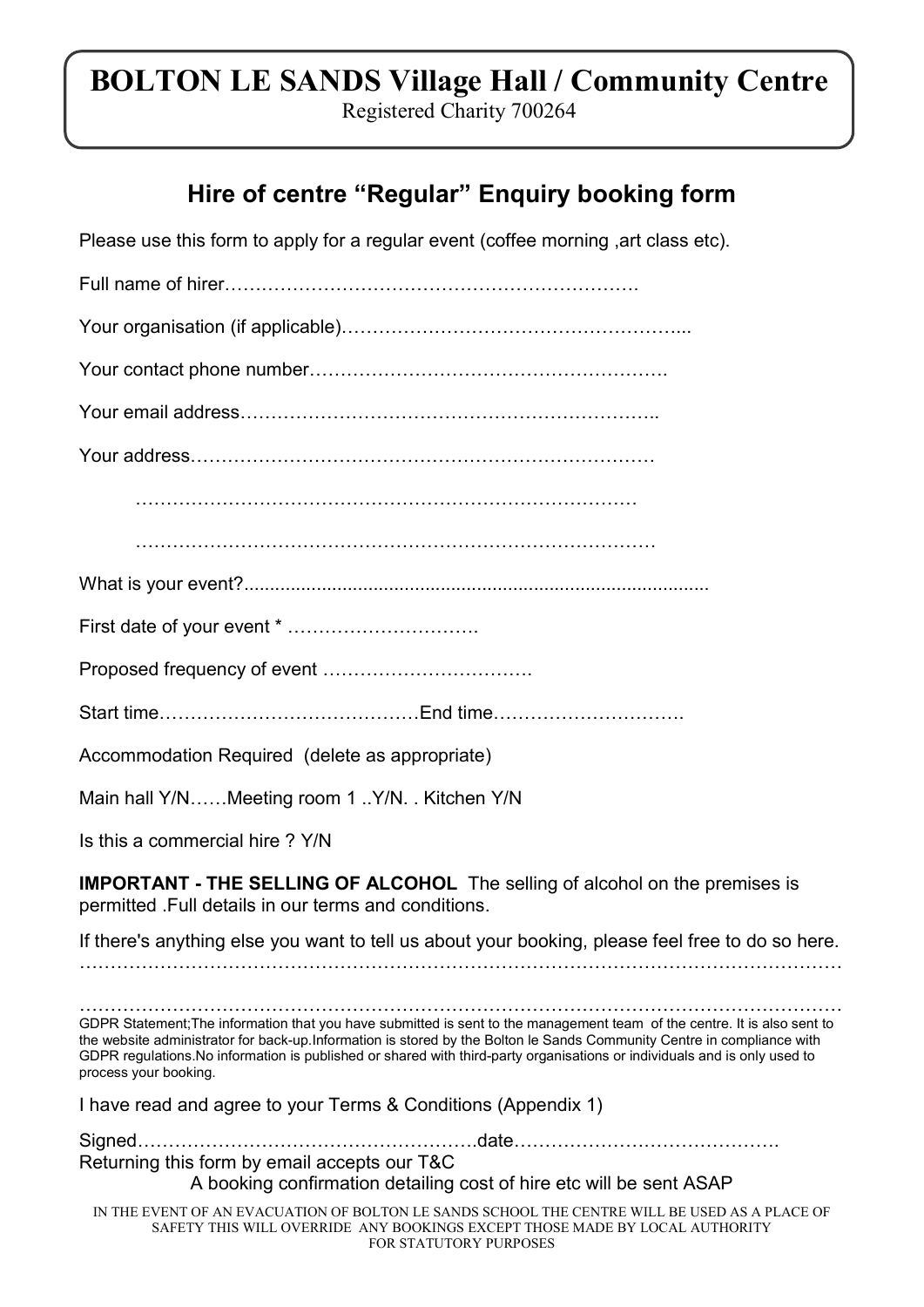# BOLTON LE SANDS Village Hall / Community Centre

Registered Charity 700264

## Hire of centre "Regular" Enquiry booking form

Please use this form to apply for a regular event (coffee morning ,art class etc).

Full name of hirer………………………………………………………….

Your organisation (if applicable)………………………………………………...

Your contact phone number………………………………………………….

Your email address…………………………………………………………..

Your address…………………………………………………………………

…………………………………………………………………………

……………………………………………………………………………

What is your event?.........................................................................................

First date of your event * ………………………….

Proposed frequency of event …………………………….

Start time……………………………………End time………………………….

Accommodation Required (delete as appropriate)

Main hall Y/N……Meeting room 1 ..Y/N. . Kitchen Y/N

Is this a commercial hire ? Y/N

**IMPORTANT - THE SELLING OF ALCOHOL** The selling of alcohol on the premises is permitted .Full details in our terms and conditions.

If there's anything else you want to tell us about your booking, please feel free to do so here. …………………………………………………………………………………………………………

…………………………………………………………………………………………………………

GDPR Statement;The information that you have submitted is sent to the management team of the centre. It is also sent to the website administrator for back-up.Information is stored by the Bolton le Sands Community Centre in compliance with GDPR regulations.No information is published or shared with third-party organisations or individuals and is only used to process your booking.

I have read and agree to your Terms & Conditions (Appendix 1)

Signed……………………………………………….date…………………………………….

Returning this form by email accepts our T&C

A booking confirmation detailing cost of hire etc will be sent ASAP

IN THE EVENT OF AN EVACUATION OF BOLTON LE SANDS SCHOOL THE CENTRE WILL BE USED AS A PLACE OF SAFETY THIS WILL OVERRIDE ANY BOOKINGS EXCEPT THOSE MADE BY LOCAL AUTHORITY FOR STATUTORY PURPOSES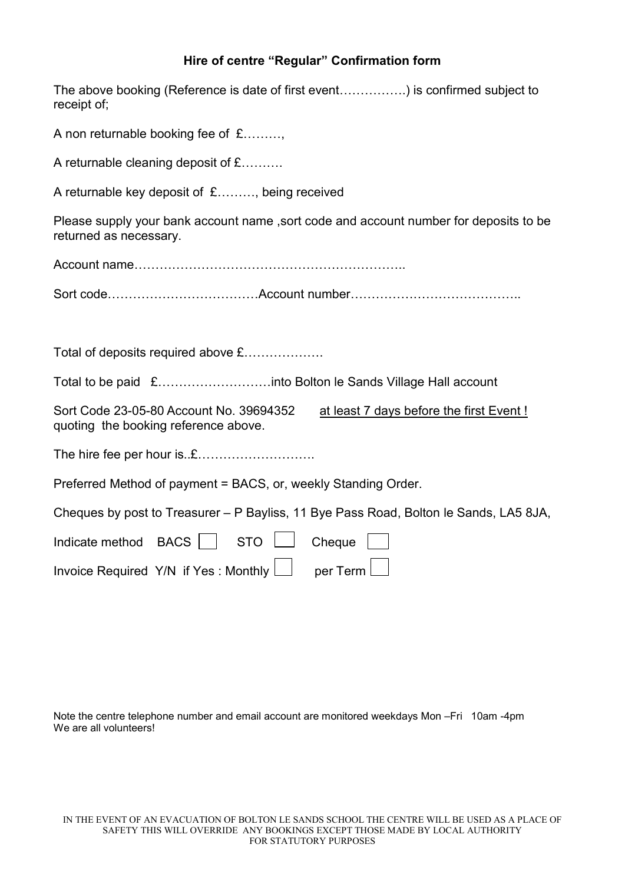### Hire of centre "Regular" Confirmation form

The above booking (Reference is date of first event…………….) is confirmed subject to receipt of;

A non returnable booking fee of £………,

A returnable cleaning deposit of £……….

A returnable key deposit of £………, being received

Please supply your bank account name ,sort code and account number for deposits to be returned as necessary.

Account name……………………………………………………..

Sort code………………………………Account number…………………………………..

Total of deposits required above £……………….

Total to be paid £………………………into Bolton le Sands Village Hall account

Sort Code 23-05-80 Account No. 39694352 <u>at least 7 days before the first Event !</u> quoting the booking reference above.

The hire fee per hour is..£……………………….

Preferred Method of payment = BACS, or, weekly Standing Order.

Cheques by post to Treasurer – P Bayliss, 11 Bye Pass Road, Bolton le Sands, LA5 8JA,

Indicate method BACS ☐ STO ☐ Cheque ☐

Invoice Required Y/N if Yes : Monthly ☐ per Term ☐

Note the centre telephone number and email account are monitored weekdays Mon –Fri 10am -4pm
We are all volunteers!

IN THE EVENT OF AN EVACUATION OF BOLTON LE SANDS SCHOOL THE CENTRE WILL BE USED AS A PLACE OF SAFETY THIS WILL OVERRIDE ANY BOOKINGS EXCEPT THOSE MADE BY LOCAL AUTHORITY FOR STATUTORY PURPOSES